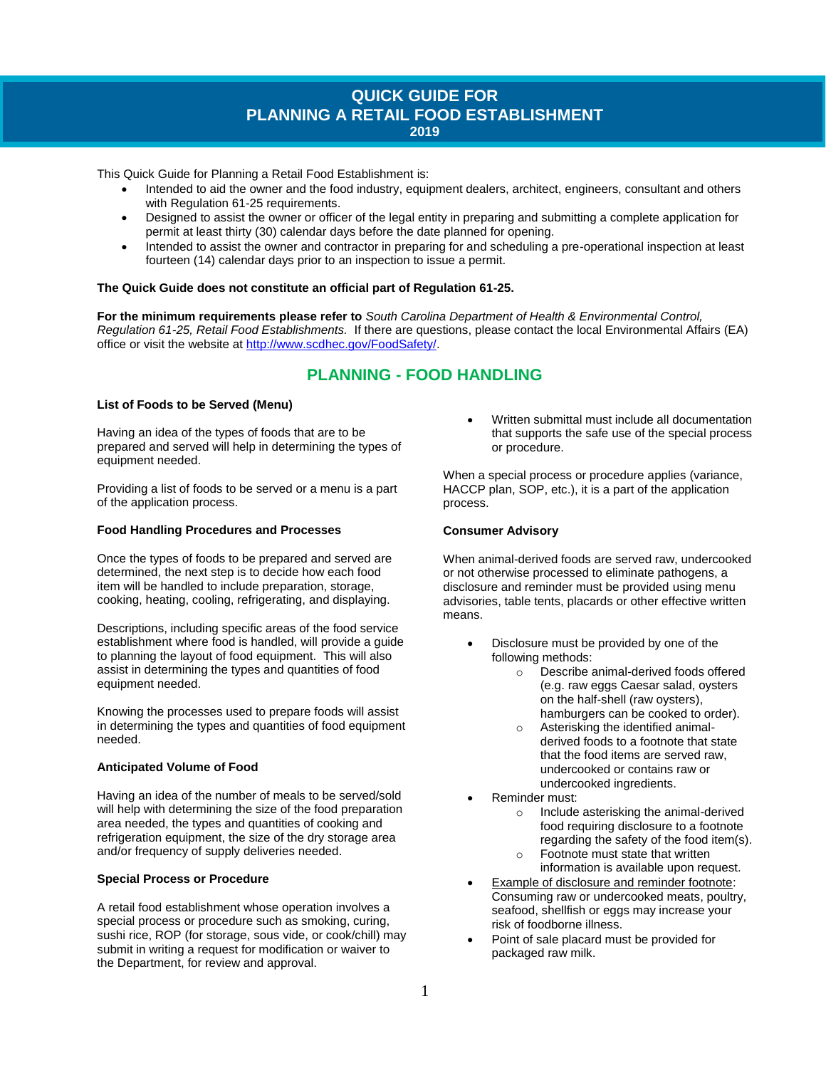# QUICK GUIDE FOR PLANNING A RETAIL FOOD ESTABLISHMENT

**2019**

This Quick Guide for Planning a Retail Food Establishment is:

- Intended to aid the owner and the food industry, equipment dealers, architect, engineers, consultant and others with Regulation 61-25 requirements.
- Designed to assist the owner or officer of the legal entity in preparing and submitting a complete application for permit at least thirty (30) calendar days before the date planned for opening.
- Intended to assist the owner and contractor in preparing for and scheduling a pre-operational inspection at least fourteen (14) calendar days prior to an inspection to issue a permit.

**The Quick Guide does not constitute an official part of Regulation 61-25.**

**For the minimum requirements please refer to** *South Carolina Department of Health & Environmental Control, Regulation 61-25, Retail Food Establishments.* If there are questions, please contact the local Environmental Affairs (EA) office or visit the website at [http://www.scdhec.gov/FoodSafety/](http://www.scdhec.gov/FoodSafety/).

## PLANNING - FOOD HANDLING

### List of Foods to be Served (Menu)

Having an idea of the types of foods that are to be prepared and served will help in determining the types of equipment needed.

Providing a list of foods to be served or a menu is a part of the application process.

### Food Handling Procedures and Processes

Once the types of foods to be prepared and served are determined, the next step is to decide how each food item will be handled to include preparation, storage, cooking, heating, cooling, refrigerating, and displaying.

Descriptions, including specific areas of the food service establishment where food is handled, will provide a guide to planning the layout of food equipment. This will also assist in determining the types and quantities of food equipment needed.

Knowing the processes used to prepare foods will assist in determining the types and quantities of food equipment needed.

### Anticipated Volume of Food

Having an idea of the number of meals to be served/sold will help with determining the size of the food preparation area needed, the types and quantities of cooking and refrigeration equipment, the size of the dry storage area and/or frequency of supply deliveries needed.

### Special Process or Procedure

A retail food establishment whose operation involves a special process or procedure such as smoking, curing, sushi rice, ROP (for storage, sous vide, or cook/chill) may submit in writing a request for modification or waiver to the Department, for review and approval.

- Written submittal must include all documentation that supports the safe use of the special process or procedure.

When a special process or procedure applies (variance, HACCP plan, SOP, etc.), it is a part of the application process.

### Consumer Advisory

When animal-derived foods are served raw, undercooked or not otherwise processed to eliminate pathogens, a disclosure and reminder must be provided using menu advisories, table tents, placards or other effective written means.

- Disclosure must be provided by one of the following methods:
  - Describe animal-derived foods offered (e.g. raw eggs Caesar salad, oysters on the half-shell (raw oysters), hamburgers can be cooked to order).
  - Asterisking the identified animal-derived foods to a footnote that state that the food items are served raw, undercooked or contains raw or undercooked ingredients.
- Reminder must:
  - Include asterisking the animal-derived food requiring disclosure to a footnote regarding the safety of the food item(s).
  - Footnote must state that written information is available upon request.
- Example of disclosure and reminder footnote: Consuming raw or undercooked meats, poultry, seafood, shellfish or eggs may increase your risk of foodborne illness.
- Point of sale placard must be provided for packaged raw milk.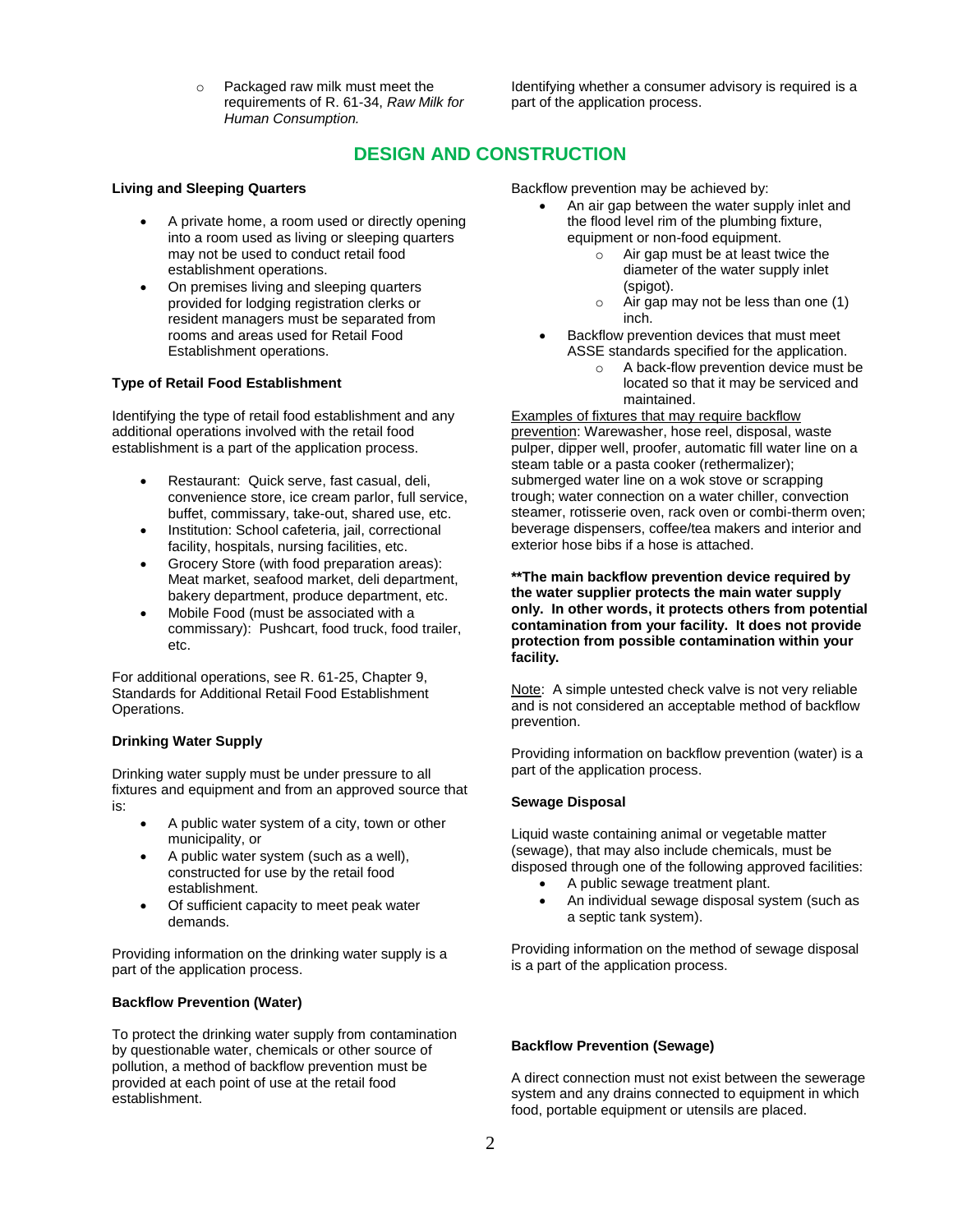- Packaged raw milk must meet the requirements of R. 61-34, *Raw Milk for Human Consumption.*

Identifying whether a consumer advisory is required is a part of the application process.

## DESIGN AND CONSTRUCTION

**Living and Sleeping Quarters**

- A private home, a room used or directly opening into a room used as living or sleeping quarters may not be used to conduct retail food establishment operations.
- On premises living and sleeping quarters provided for lodging registration clerks or resident managers must be separated from rooms and areas used for Retail Food Establishment operations.

**Type of Retail Food Establishment**

Identifying the type of retail food establishment and any additional operations involved with the retail food establishment is a part of the application process.

- Restaurant: Quick serve, fast casual, deli, convenience store, ice cream parlor, full service, buffet, commissary, take-out, shared use, etc.
- Institution: School cafeteria, jail, correctional facility, hospitals, nursing facilities, etc.
- Grocery Store (with food preparation areas): Meat market, seafood market, deli department, bakery department, produce department, etc.
- Mobile Food (must be associated with a commissary): Pushcart, food truck, food trailer, etc.

For additional operations, see R. 61-25, Chapter 9, Standards for Additional Retail Food Establishment Operations.

**Drinking Water Supply**

Drinking water supply must be under pressure to all fixtures and equipment and from an approved source that is:

- A public water system of a city, town or other municipality, or
- A public water system (such as a well), constructed for use by the retail food establishment.
- Of sufficient capacity to meet peak water demands.

Providing information on the drinking water supply is a part of the application process.

**Backflow Prevention (Water)**

To protect the drinking water supply from contamination by questionable water, chemicals or other source of pollution, a method of backflow prevention must be provided at each point of use at the retail food establishment.

Backflow prevention may be achieved by:

- An air gap between the water supply inlet and the flood level rim of the plumbing fixture, equipment or non-food equipment.
  - Air gap must be at least twice the diameter of the water supply inlet (spigot).
  - Air gap may not be less than one (1) inch.
- Backflow prevention devices that must meet ASSE standards specified for the application.
  - A back-flow prevention device must be located so that it may be serviced and maintained.

Examples of fixtures that may require backflow prevention: Warewasher, hose reel, disposal, waste pulper, dipper well, proofer, automatic fill water line on a steam table or a pasta cooker (rethermalizer); submerged water line on a wok stove or scrapping trough; water connection on a water chiller, convection steamer, rotisserie oven, rack oven or combi-therm oven; beverage dispensers, coffee/tea makers and interior and exterior hose bibs if a hose is attached.

**\*\*The main backflow prevention device required by the water supplier protects the main water supply only. In other words, it protects others from potential contamination from your facility. It does not provide protection from possible contamination within your facility.**

Note: A simple untested check valve is not very reliable and is not considered an acceptable method of backflow prevention.

Providing information on backflow prevention (water) is a part of the application process.

**Sewage Disposal**

Liquid waste containing animal or vegetable matter (sewage), that may also include chemicals, must be disposed through one of the following approved facilities:

- A public sewage treatment plant.
- An individual sewage disposal system (such as a septic tank system).

Providing information on the method of sewage disposal is a part of the application process.

**Backflow Prevention (Sewage)**

A direct connection must not exist between the sewerage system and any drains connected to equipment in which food, portable equipment or utensils are placed.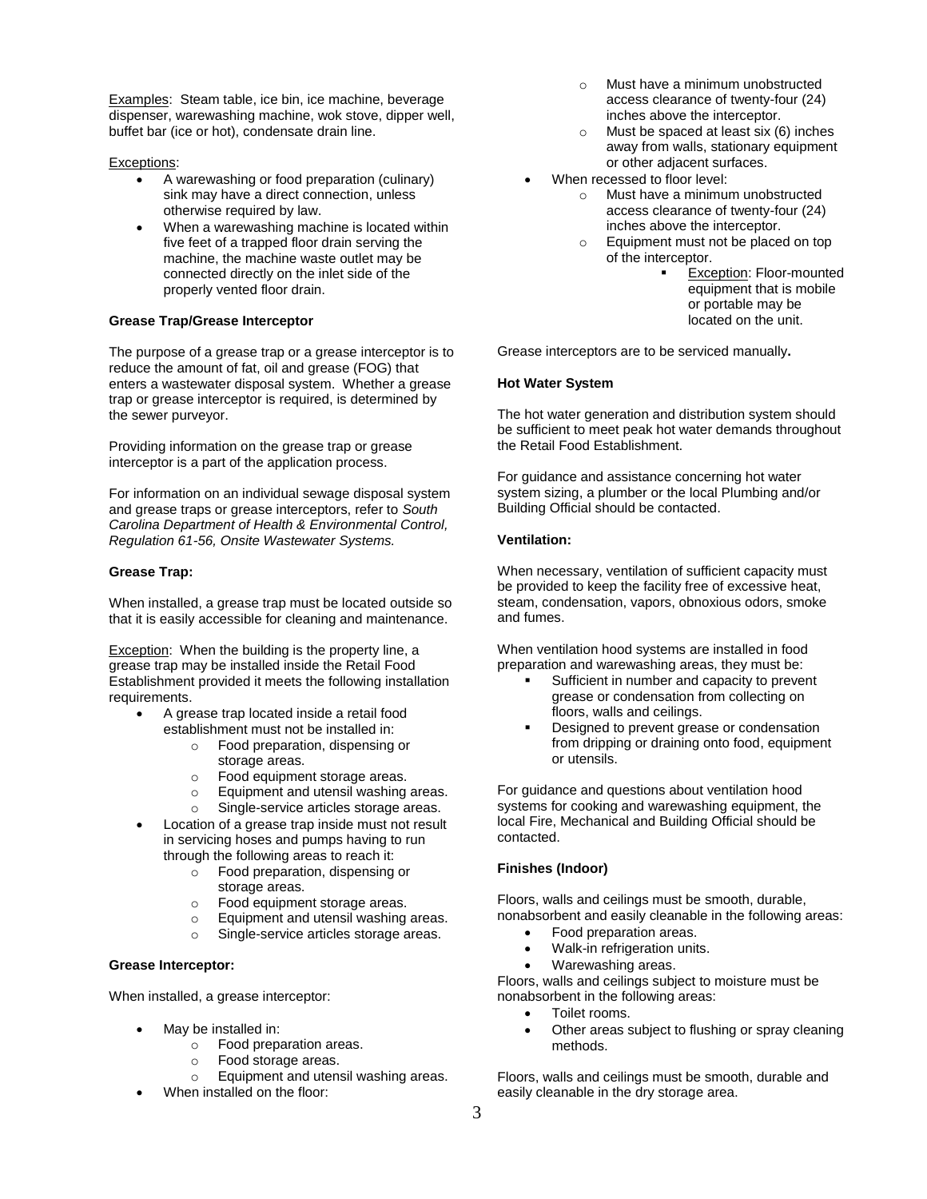Examples: Steam table, ice bin, ice machine, beverage dispenser, warewashing machine, wok stove, dipper well, buffet bar (ice or hot), condensate drain line.

Exceptions:

- A warewashing or food preparation (culinary) sink may have a direct connection, unless otherwise required by law.
- When a warewashing machine is located within five feet of a trapped floor drain serving the machine, the machine waste outlet may be connected directly on the inlet side of the properly vented floor drain.

**Grease Trap/Grease Interceptor**

The purpose of a grease trap or a grease interceptor is to reduce the amount of fat, oil and grease (FOG) that enters a wastewater disposal system. Whether a grease trap or grease interceptor is required, is determined by the sewer purveyor.

Providing information on the grease trap or grease interceptor is a part of the application process.

For information on an individual sewage disposal system and grease traps or grease interceptors, refer to *South Carolina Department of Health & Environmental Control, Regulation 61-56, Onsite Wastewater Systems.*

**Grease Trap:**

When installed, a grease trap must be located outside so that it is easily accessible for cleaning and maintenance.

Exception: When the building is the property line, a grease trap may be installed inside the Retail Food Establishment provided it meets the following installation requirements.

- A grease trap located inside a retail food establishment must not be installed in:
  - Food preparation, dispensing or storage areas.
  - Food equipment storage areas.
  - Equipment and utensil washing areas.
  - Single-service articles storage areas.
- Location of a grease trap inside must not result in servicing hoses and pumps having to run through the following areas to reach it:
  - Food preparation, dispensing or storage areas.
  - Food equipment storage areas.
  - Equipment and utensil washing areas.
  - Single-service articles storage areas.

**Grease Interceptor:**

When installed, a grease interceptor:

- May be installed in:
  - Food preparation areas.
  - Food storage areas.
  - Equipment and utensil washing areas.
- When installed on the floor:
  - Must have a minimum unobstructed access clearance of twenty-four (24) inches above the interceptor.
  - Must be spaced at least six (6) inches away from walls, stationary equipment or other adjacent surfaces.
- When recessed to floor level:
  - Must have a minimum unobstructed access clearance of twenty-four (24) inches above the interceptor.
  - Equipment must not be placed on top of the interceptor.
    - Exception: Floor-mounted equipment that is mobile or portable may be located on the unit.

Grease interceptors are to be serviced manually**.**

**Hot Water System**

The hot water generation and distribution system should be sufficient to meet peak hot water demands throughout the Retail Food Establishment.

For guidance and assistance concerning hot water system sizing, a plumber or the local Plumbing and/or Building Official should be contacted.

**Ventilation:**

When necessary, ventilation of sufficient capacity must be provided to keep the facility free of excessive heat, steam, condensation, vapors, obnoxious odors, smoke and fumes.

When ventilation hood systems are installed in food preparation and warewashing areas, they must be:

- Sufficient in number and capacity to prevent grease or condensation from collecting on floors, walls and ceilings.
- Designed to prevent grease or condensation from dripping or draining onto food, equipment or utensils.

For guidance and questions about ventilation hood systems for cooking and warewashing equipment, the local Fire, Mechanical and Building Official should be contacted.

**Finishes (Indoor)**

Floors, walls and ceilings must be smooth, durable, nonabsorbent and easily cleanable in the following areas:

- Food preparation areas.
- Walk-in refrigeration units.
- Warewashing areas.

Floors, walls and ceilings subject to moisture must be nonabsorbent in the following areas:

- Toilet rooms.
- Other areas subject to flushing or spray cleaning methods.

Floors, walls and ceilings must be smooth, durable and easily cleanable in the dry storage area.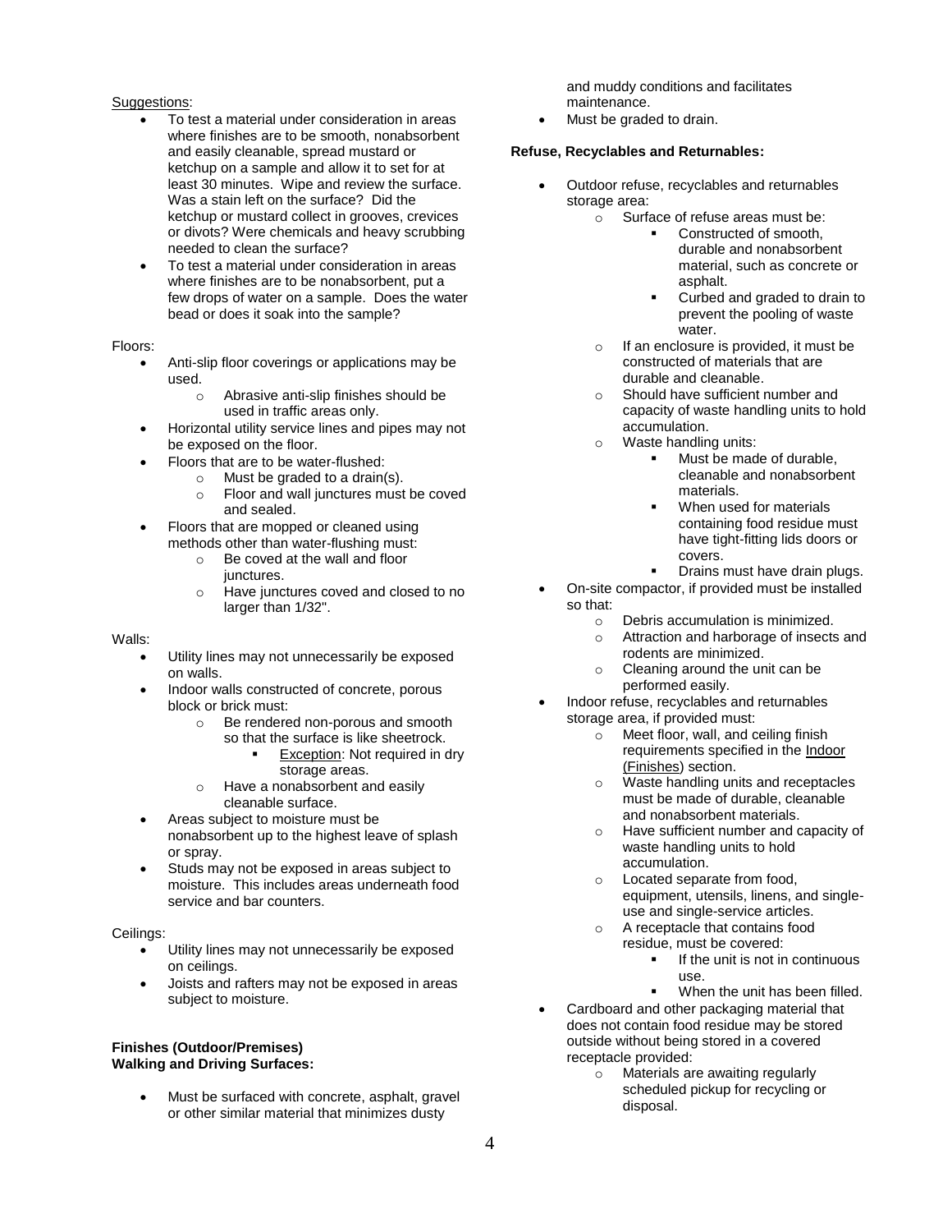Suggestions:

- To test a material under consideration in areas where finishes are to be smooth, nonabsorbent and easily cleanable, spread mustard or ketchup on a sample and allow it to set for at least 30 minutes. Wipe and review the surface. Was a stain left on the surface? Did the ketchup or mustard collect in grooves, crevices or divots? Were chemicals and heavy scrubbing needed to clean the surface?
- To test a material under consideration in areas where finishes are to be nonabsorbent, put a few drops of water on a sample. Does the water bead or does it soak into the sample?

Floors:

- Anti-slip floor coverings or applications may be used.
  - Abrasive anti-slip finishes should be used in traffic areas only.
- Horizontal utility service lines and pipes may not be exposed on the floor.
- Floors that are to be water-flushed:
  - Must be graded to a drain(s).
  - Floor and wall junctures must be coved and sealed.
- Floors that are mopped or cleaned using methods other than water-flushing must:
  - Be coved at the wall and floor junctures.
  - Have junctures coved and closed to no larger than 1/32".

Walls:

- Utility lines may not unnecessarily be exposed on walls.
- Indoor walls constructed of concrete, porous block or brick must:
  - Be rendered non-porous and smooth so that the surface is like sheetrock.
    - Exception: Not required in dry storage areas.
  - Have a nonabsorbent and easily cleanable surface.
- Areas subject to moisture must be nonabsorbent up to the highest leave of splash or spray.
- Studs may not be exposed in areas subject to moisture. This includes areas underneath food service and bar counters.

Ceilings:

- Utility lines may not unnecessarily be exposed on ceilings.
- Joists and rafters may not be exposed in areas subject to moisture.

**Finishes (Outdoor/Premises)**
**Walking and Driving Surfaces:**

- Must be surfaced with concrete, asphalt, gravel or other similar material that minimizes dusty and muddy conditions and facilitates maintenance.
- Must be graded to drain.

**Refuse, Recyclables and Returnables:**

- Outdoor refuse, recyclables and returnables storage area:
  - Surface of refuse areas must be:
    - Constructed of smooth, durable and nonabsorbent material, such as concrete or asphalt.
    - Curbed and graded to drain to prevent the pooling of waste water.
  - If an enclosure is provided, it must be constructed of materials that are durable and cleanable.
  - Should have sufficient number and capacity of waste handling units to hold accumulation.
  - Waste handling units:
    - Must be made of durable, cleanable and nonabsorbent materials.
    - When used for materials containing food residue must have tight-fitting lids doors or covers.
    - Drains must have drain plugs.
- On-site compactor, if provided must be installed so that:
  - Debris accumulation is minimized.
  - Attraction and harborage of insects and rodents are minimized.
  - Cleaning around the unit can be performed easily.
- Indoor refuse, recyclables and returnables storage area, if provided must:
  - Meet floor, wall, and ceiling finish requirements specified in the Indoor (Finishes) section.
  - Waste handling units and receptacles must be made of durable, cleanable and nonabsorbent materials.
  - Have sufficient number and capacity of waste handling units to hold accumulation.
  - Located separate from food, equipment, utensils, linens, and single-use and single-service articles.
  - A receptacle that contains food residue, must be covered:
    - If the unit is not in continuous use.
    - When the unit has been filled.
- Cardboard and other packaging material that does not contain food residue may be stored outside without being stored in a covered receptacle provided:
  - Materials are awaiting regularly scheduled pickup for recycling or disposal.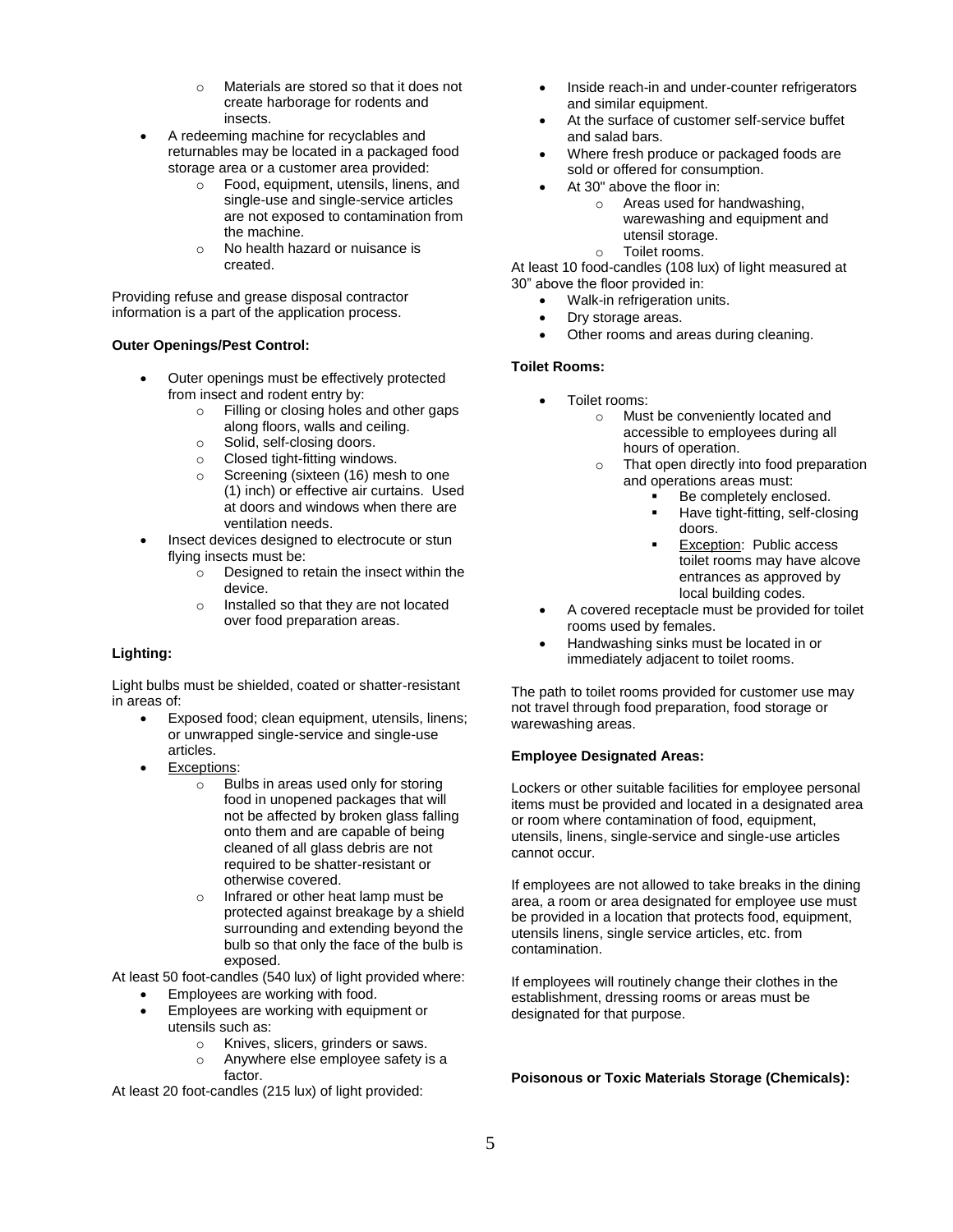- Materials are stored so that it does not create harborage for rodents and insects.
- A redeeming machine for recyclables and returnables may be located in a packaged food storage area or a customer area provided:
  - Food, equipment, utensils, linens, and single-use and single-service articles are not exposed to contamination from the machine.
  - No health hazard or nuisance is created.

Providing refuse and grease disposal contractor information is a part of the application process.

**Outer Openings/Pest Control:**

- Outer openings must be effectively protected from insect and rodent entry by:
  - Filling or closing holes and other gaps along floors, walls and ceiling.
  - Solid, self-closing doors.
  - Closed tight-fitting windows.
  - Screening (sixteen (16) mesh to one (1) inch) or effective air curtains. Used at doors and windows when there are ventilation needs.
- Insect devices designed to electrocute or stun flying insects must be:
  - Designed to retain the insect within the device.
  - Installed so that they are not located over food preparation areas.

**Lighting:**

Light bulbs must be shielded, coated or shatter-resistant in areas of:

- Exposed food; clean equipment, utensils, linens; or unwrapped single-service and single-use articles.
- Exceptions:
  - Bulbs in areas used only for storing food in unopened packages that will not be affected by broken glass falling onto them and are capable of being cleaned of all glass debris are not required to be shatter-resistant or otherwise covered.
  - Infrared or other heat lamp must be protected against breakage by a shield surrounding and extending beyond the bulb so that only the face of the bulb is exposed.

At least 50 foot-candles (540 lux) of light provided where:

- Employees are working with food.
- Employees are working with equipment or utensils such as:
  - Knives, slicers, grinders or saws.
  - Anywhere else employee safety is a factor.

At least 20 foot-candles (215 lux) of light provided:

- Inside reach-in and under-counter refrigerators and similar equipment.
- At the surface of customer self-service buffet and salad bars.
- Where fresh produce or packaged foods are sold or offered for consumption.
- At 30" above the floor in:
  - Areas used for handwashing, warewashing and equipment and utensil storage.
  - Toilet rooms.

At least 10 food-candles (108 lux) of light measured at 30" above the floor provided in:

- Walk-in refrigeration units.
- Dry storage areas.
- Other rooms and areas during cleaning.

**Toilet Rooms:**

- Toilet rooms:
  - Must be conveniently located and accessible to employees during all hours of operation.
  - That open directly into food preparation and operations areas must:
    - Be completely enclosed.
    - Have tight-fitting, self-closing doors.
    - Exception: Public access toilet rooms may have alcove entrances as approved by local building codes.
- A covered receptacle must be provided for toilet rooms used by females.
- Handwashing sinks must be located in or immediately adjacent to toilet rooms.

The path to toilet rooms provided for customer use may not travel through food preparation, food storage or warewashing areas.

**Employee Designated Areas:**

Lockers or other suitable facilities for employee personal items must be provided and located in a designated area or room where contamination of food, equipment, utensils, linens, single-service and single-use articles cannot occur.

If employees are not allowed to take breaks in the dining area, a room or area designated for employee use must be provided in a location that protects food, equipment, utensils linens, single service articles, etc. from contamination.

If employees will routinely change their clothes in the establishment, dressing rooms or areas must be designated for that purpose.

**Poisonous or Toxic Materials Storage (Chemicals):**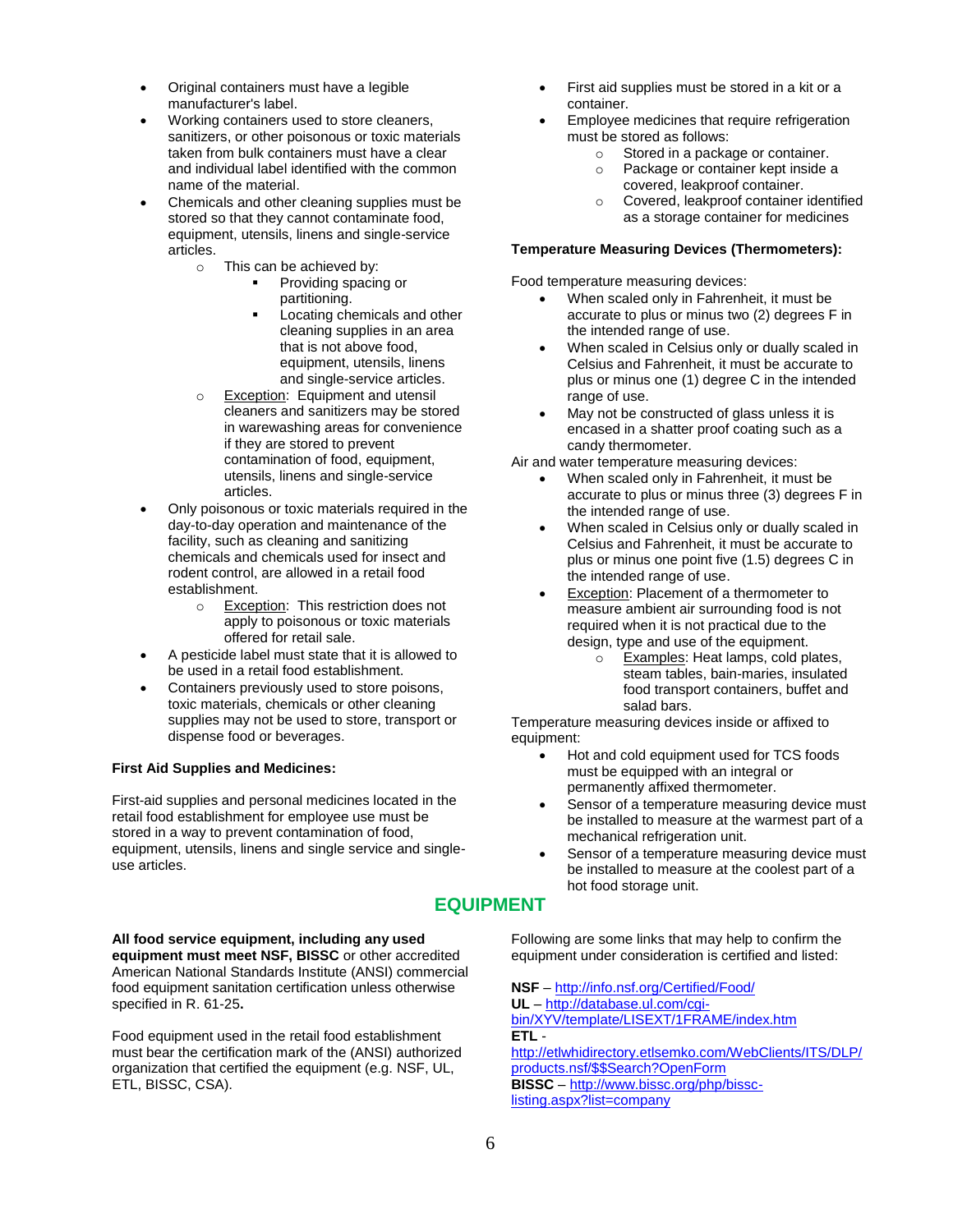- Original containers must have a legible manufacturer's label.
- Working containers used to store cleaners, sanitizers, or other poisonous or toxic materials taken from bulk containers must have a clear and individual label identified with the common name of the material.
- Chemicals and other cleaning supplies must be stored so that they cannot contaminate food, equipment, utensils, linens and single-service articles.
  - This can be achieved by:
    - Providing spacing or partitioning.
    - Locating chemicals and other cleaning supplies in an area that is not above food, equipment, utensils, linens and single-service articles.
  - Exception: Equipment and utensil cleaners and sanitizers may be stored in warewashing areas for convenience if they are stored to prevent contamination of food, equipment, utensils, linens and single-service articles.
- Only poisonous or toxic materials required in the day-to-day operation and maintenance of the facility, such as cleaning and sanitizing chemicals and chemicals used for insect and rodent control, are allowed in a retail food establishment.
  - Exception: This restriction does not apply to poisonous or toxic materials offered for retail sale.
- A pesticide label must state that it is allowed to be used in a retail food establishment.
- Containers previously used to store poisons, toxic materials, chemicals or other cleaning supplies may not be used to store, transport or dispense food or beverages.

**First Aid Supplies and Medicines:**

First-aid supplies and personal medicines located in the retail food establishment for employee use must be stored in a way to prevent contamination of food, equipment, utensils, linens and single service and single-use articles.

- First aid supplies must be stored in a kit or a container.
- Employee medicines that require refrigeration must be stored as follows:
  - Stored in a package or container.
  - Package or container kept inside a covered, leakproof container.
  - Covered, leakproof container identified as a storage container for medicines

**Temperature Measuring Devices (Thermometers):**

Food temperature measuring devices:

- When scaled only in Fahrenheit, it must be accurate to plus or minus two (2) degrees F in the intended range of use.
- When scaled in Celsius only or dually scaled in Celsius and Fahrenheit, it must be accurate to plus or minus one (1) degree C in the intended range of use.
- May not be constructed of glass unless it is encased in a shatter proof coating such as a candy thermometer.

Air and water temperature measuring devices:

- When scaled only in Fahrenheit, it must be accurate to plus or minus three (3) degrees F in the intended range of use.
- When scaled in Celsius only or dually scaled in Celsius and Fahrenheit, it must be accurate to plus or minus one point five (1.5) degrees C in the intended range of use.
- Exception: Placement of a thermometer to measure ambient air surrounding food is not required when it is not practical due to the design, type and use of the equipment.
  - Examples: Heat lamps, cold plates, steam tables, bain-maries, insulated food transport containers, buffet and salad bars.

Temperature measuring devices inside or affixed to equipment:

- Hot and cold equipment used for TCS foods must be equipped with an integral or permanently affixed thermometer.
- Sensor of a temperature measuring device must be installed to measure at the warmest part of a mechanical refrigeration unit.
- Sensor of a temperature measuring device must be installed to measure at the coolest part of a hot food storage unit.

## EQUIPMENT

**All food service equipment, including any used equipment must meet NSF, BISSC** or other accredited American National Standards Institute (ANSI) commercial food equipment sanitation certification unless otherwise specified in R. 61-25**.**

Food equipment used in the retail food establishment must bear the certification mark of the (ANSI) authorized organization that certified the equipment (e.g. NSF, UL, ETL, BISSC, CSA).

Following are some links that may help to confirm the equipment under consideration is certified and listed:

**NSF** – http://info.nsf.org/Certified/Food/
**UL** – http://database.ul.com/cgi-bin/XYV/template/LISEXT/1FRAME/index.htm
**ETL** - http://etlwhidirectory.etlsemko.com/WebClients/ITS/DLP/products.nsf/$$Search?OpenForm
**BISSC** – http://www.bissc.org/php/bissc-listing.aspx?list=company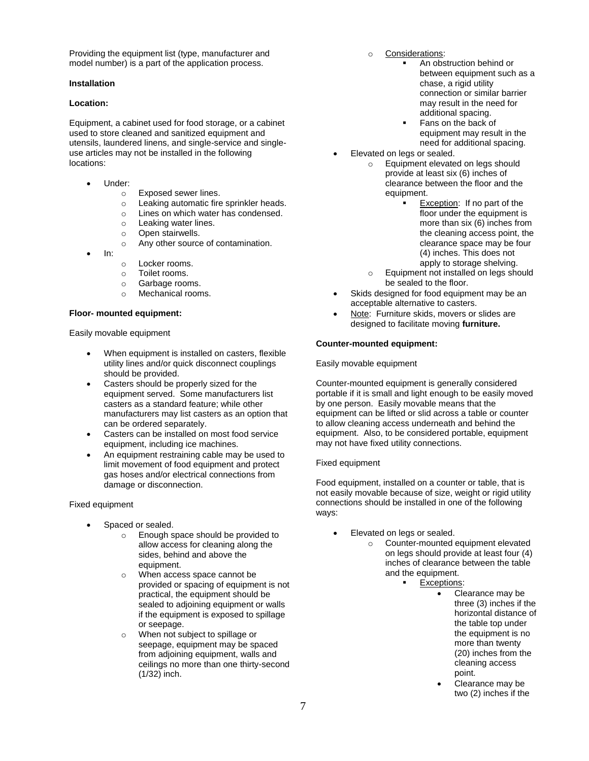Providing the equipment list (type, manufacturer and model number) is a part of the application process.

**Installation**

**Location:**

Equipment, a cabinet used for food storage, or a cabinet used to store cleaned and sanitized equipment and utensils, laundered linens, and single-service and single-use articles may not be installed in the following locations:

- Under:
  - Exposed sewer lines.
  - Leaking automatic fire sprinkler heads.
  - Lines on which water has condensed.
  - Leaking water lines.
  - Open stairwells.
  - Any other source of contamination.
- In:
  - Locker rooms.
  - Toilet rooms.
  - Garbage rooms.
  - Mechanical rooms.

**Floor- mounted equipment:**

Easily movable equipment

- When equipment is installed on casters, flexible utility lines and/or quick disconnect couplings should be provided.
- Casters should be properly sized for the equipment served. Some manufacturers list casters as a standard feature; while other manufacturers may list casters as an option that can be ordered separately.
- Casters can be installed on most food service equipment, including ice machines.
- An equipment restraining cable may be used to limit movement of food equipment and protect gas hoses and/or electrical connections from damage or disconnection.

Fixed equipment

- Spaced or sealed.
  - Enough space should be provided to allow access for cleaning along the sides, behind and above the equipment.
  - When access space cannot be provided or spacing of equipment is not practical, the equipment should be sealed to adjoining equipment or walls if the equipment is exposed to spillage or seepage.
  - When not subject to spillage or seepage, equipment may be spaced from adjoining equipment, walls and ceilings no more than one thirty-second (1/32) inch.
  - Considerations:
    - An obstruction behind or between equipment such as a chase, a rigid utility connection or similar barrier may result in the need for additional spacing.
    - Fans on the back of equipment may result in the need for additional spacing.
- Elevated on legs or sealed.
  - Equipment elevated on legs should provide at least six (6) inches of clearance between the floor and the equipment.
    - Exception: If no part of the floor under the equipment is more than six (6) inches from the cleaning access point, the clearance space may be four (4) inches. This does not apply to storage shelving.
  - Equipment not installed on legs should be sealed to the floor.
- Skids designed for food equipment may be an acceptable alternative to casters.
- Note: Furniture skids, movers or slides are designed to facilitate moving **furniture.**

**Counter-mounted equipment:**

Easily movable equipment

Counter-mounted equipment is generally considered portable if it is small and light enough to be easily moved by one person. Easily movable means that the equipment can be lifted or slid across a table or counter to allow cleaning access underneath and behind the equipment. Also, to be considered portable, equipment may not have fixed utility connections.

Fixed equipment

Food equipment, installed on a counter or table, that is not easily movable because of size, weight or rigid utility connections should be installed in one of the following ways:

- Elevated on legs or sealed.
  - Counter-mounted equipment elevated on legs should provide at least four (4) inches of clearance between the table and the equipment.
    - Exceptions:
      - Clearance may be three (3) inches if the horizontal distance of the table top under the equipment is no more than twenty (20) inches from the cleaning access point.
      - Clearance may be two (2) inches if the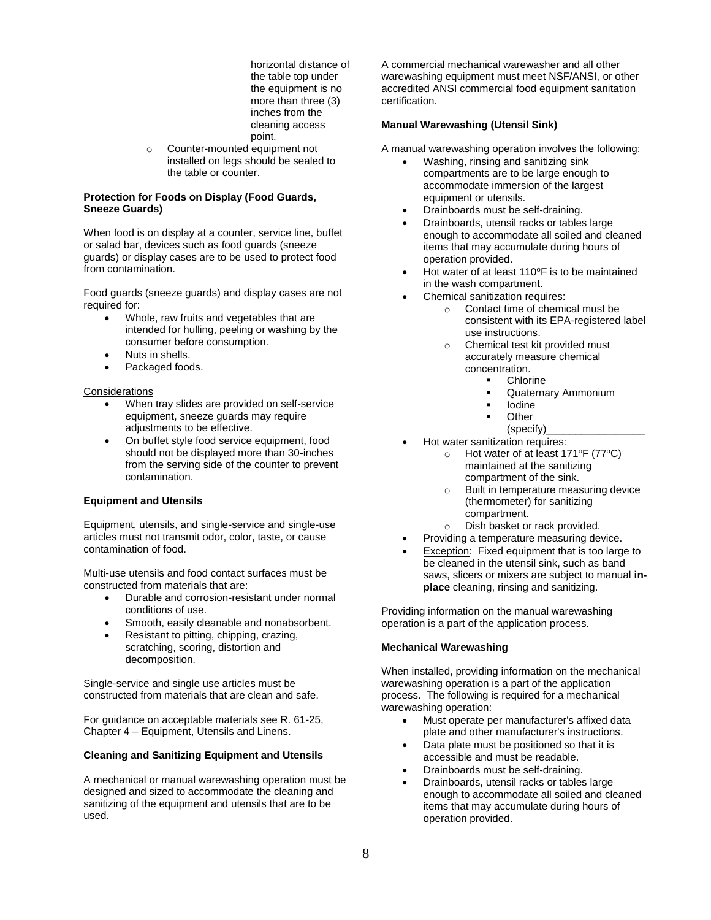horizontal distance of the table top under the equipment is no more than three (3) inches from the cleaning access point.

- Counter-mounted equipment not installed on legs should be sealed to the table or counter.

**Protection for Foods on Display (Food Guards, Sneeze Guards)**

When food is on display at a counter, service line, buffet or salad bar, devices such as food guards (sneeze guards) or display cases are to be used to protect food from contamination.

Food guards (sneeze guards) and display cases are not required for:

- Whole, raw fruits and vegetables that are intended for hulling, peeling or washing by the consumer before consumption.
- Nuts in shells.
- Packaged foods.

Considerations

- When tray slides are provided on self-service equipment, sneeze guards may require adjustments to be effective.
- On buffet style food service equipment, food should not be displayed more than 30-inches from the serving side of the counter to prevent contamination.

**Equipment and Utensils**

Equipment, utensils, and single-service and single-use articles must not transmit odor, color, taste, or cause contamination of food.

Multi-use utensils and food contact surfaces must be constructed from materials that are:

- Durable and corrosion-resistant under normal conditions of use.
- Smooth, easily cleanable and nonabsorbent.
- Resistant to pitting, chipping, crazing, scratching, scoring, distortion and decomposition.

Single-service and single use articles must be constructed from materials that are clean and safe.

For guidance on acceptable materials see R. 61-25, Chapter 4 – Equipment, Utensils and Linens.

**Cleaning and Sanitizing Equipment and Utensils**

A mechanical or manual warewashing operation must be designed and sized to accommodate the cleaning and sanitizing of the equipment and utensils that are to be used.

A commercial mechanical warewasher and all other warewashing equipment must meet NSF/ANSI, or other accredited ANSI commercial food equipment sanitation certification.

**Manual Warewashing (Utensil Sink)**

A manual warewashing operation involves the following:

- Washing, rinsing and sanitizing sink compartments are to be large enough to accommodate immersion of the largest equipment or utensils.
- Drainboards must be self-draining.
- Drainboards, utensil racks or tables large enough to accommodate all soiled and cleaned items that may accumulate during hours of operation provided.
- Hot water of at least 110ºF is to be maintained in the wash compartment.
- Chemical sanitization requires:
  - Contact time of chemical must be consistent with its EPA-registered label use instructions.
  - Chemical test kit provided must accurately measure chemical concentration.
    - Chlorine
    - Quaternary Ammonium
    - Iodine
    - Other (specify)_________________
- Hot water sanitization requires:
  - Hot water of at least 171ºF (77ºC) maintained at the sanitizing compartment of the sink.
  - Built in temperature measuring device (thermometer) for sanitizing compartment.
  - Dish basket or rack provided.
- Providing a temperature measuring device.
- Exception: Fixed equipment that is too large to be cleaned in the utensil sink, such as band saws, slicers or mixers are subject to manual **in-place** cleaning, rinsing and sanitizing.

Providing information on the manual warewashing operation is a part of the application process.

**Mechanical Warewashing**

When installed, providing information on the mechanical warewashing operation is a part of the application process. The following is required for a mechanical warewashing operation:

- Must operate per manufacturer's affixed data plate and other manufacturer's instructions.
- Data plate must be positioned so that it is accessible and must be readable.
- Drainboards must be self-draining.
- Drainboards, utensil racks or tables large enough to accommodate all soiled and cleaned items that may accumulate during hours of operation provided.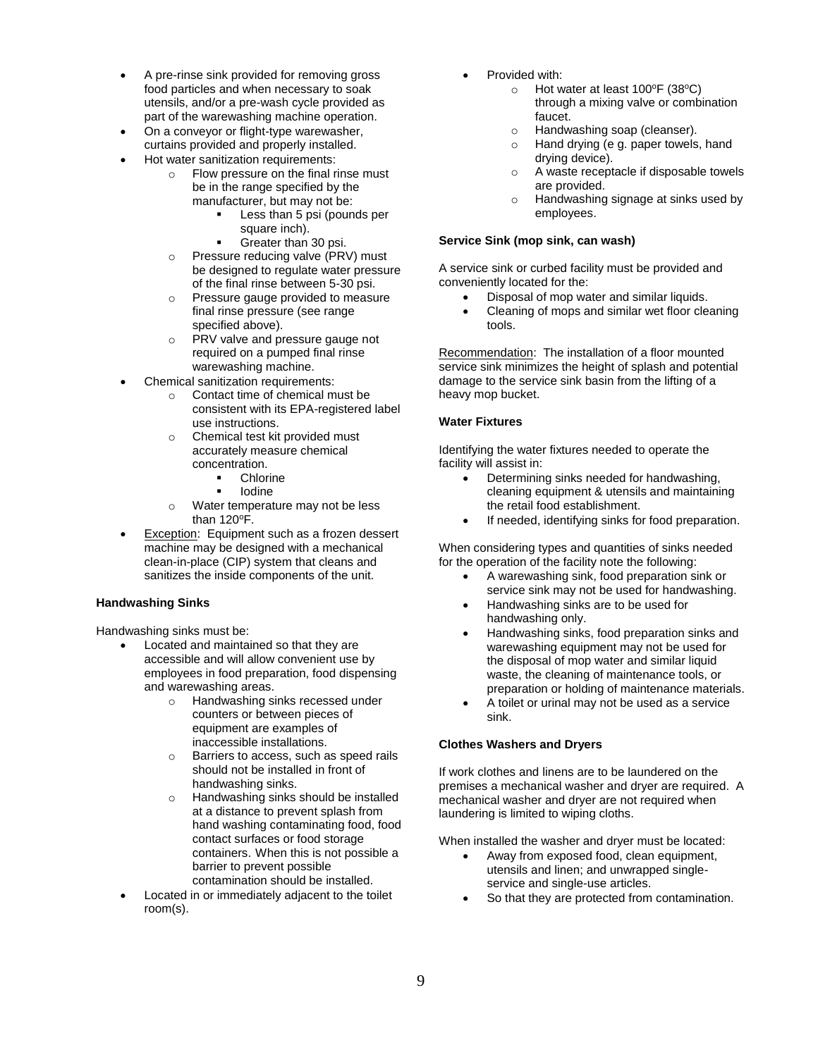- A pre-rinse sink provided for removing gross food particles and when necessary to soak utensils, and/or a pre-wash cycle provided as part of the warewashing machine operation.
- On a conveyor or flight-type warewasher, curtains provided and properly installed.
- Hot water sanitization requirements:
  - Flow pressure on the final rinse must be in the range specified by the manufacturer, but may not be:
    - Less than 5 psi (pounds per square inch).
    - Greater than 30 psi.
  - Pressure reducing valve (PRV) must be designed to regulate water pressure of the final rinse between 5-30 psi.
  - Pressure gauge provided to measure final rinse pressure (see range specified above).
  - PRV valve and pressure gauge not required on a pumped final rinse warewashing machine.
- Chemical sanitization requirements:
  - Contact time of chemical must be consistent with its EPA-registered label use instructions.
  - Chemical test kit provided must accurately measure chemical concentration.
    - Chlorine
    - Iodine
  - Water temperature may not be less than 120ºF.
- Exception: Equipment such as a frozen dessert machine may be designed with a mechanical clean-in-place (CIP) system that cleans and sanitizes the inside components of the unit.

**Handwashing Sinks**

Handwashing sinks must be:

- Located and maintained so that they are accessible and will allow convenient use by employees in food preparation, food dispensing and warewashing areas.
  - Handwashing sinks recessed under counters or between pieces of equipment are examples of inaccessible installations.
  - Barriers to access, such as speed rails should not be installed in front of handwashing sinks.
  - Handwashing sinks should be installed at a distance to prevent splash from hand washing contaminating food, food contact surfaces or food storage containers. When this is not possible a barrier to prevent possible contamination should be installed.
- Located in or immediately adjacent to the toilet room(s).
- Provided with:
  - Hot water at least 100ºF (38ºC) through a mixing valve or combination faucet.
  - Handwashing soap (cleanser).
  - Hand drying (e g. paper towels, hand drying device).
  - A waste receptacle if disposable towels are provided.
  - Handwashing signage at sinks used by employees.

**Service Sink (mop sink, can wash)**

A service sink or curbed facility must be provided and conveniently located for the:

- Disposal of mop water and similar liquids.
- Cleaning of mops and similar wet floor cleaning tools.

Recommendation: The installation of a floor mounted service sink minimizes the height of splash and potential damage to the service sink basin from the lifting of a heavy mop bucket.

**Water Fixtures**

Identifying the water fixtures needed to operate the facility will assist in:

- Determining sinks needed for handwashing, cleaning equipment & utensils and maintaining the retail food establishment.
- If needed, identifying sinks for food preparation.

When considering types and quantities of sinks needed for the operation of the facility note the following:

- A warewashing sink, food preparation sink or service sink may not be used for handwashing.
- Handwashing sinks are to be used for handwashing only.
- Handwashing sinks, food preparation sinks and warewashing equipment may not be used for the disposal of mop water and similar liquid waste, the cleaning of maintenance tools, or preparation or holding of maintenance materials.
- A toilet or urinal may not be used as a service sink.

**Clothes Washers and Dryers**

If work clothes and linens are to be laundered on the premises a mechanical washer and dryer are required. A mechanical washer and dryer are not required when laundering is limited to wiping cloths.

When installed the washer and dryer must be located:

- Away from exposed food, clean equipment, utensils and linen; and unwrapped single-service and single-use articles.
- So that they are protected from contamination.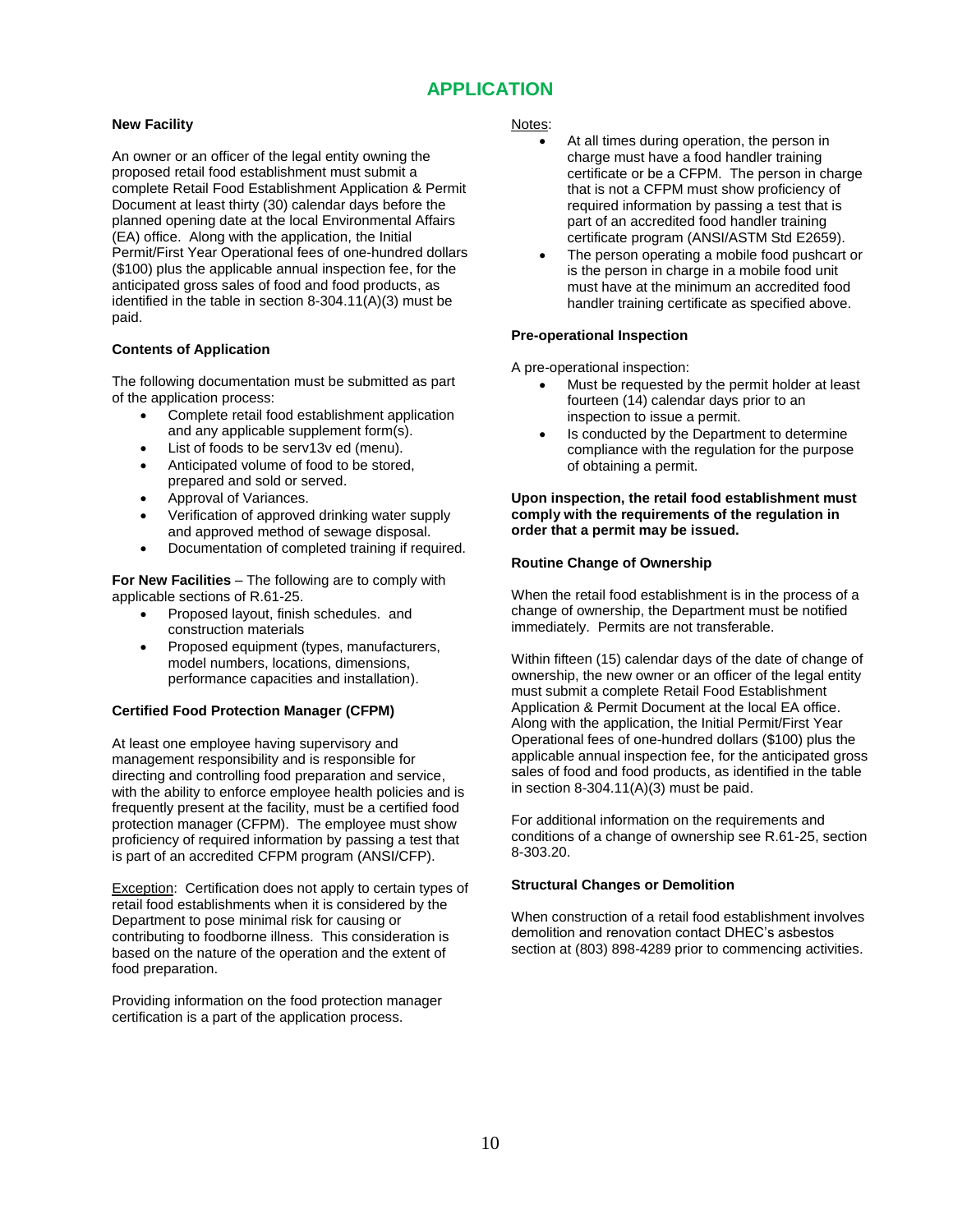# APPLICATION

**New Facility**

An owner or an officer of the legal entity owning the proposed retail food establishment must submit a complete Retail Food Establishment Application & Permit Document at least thirty (30) calendar days before the planned opening date at the local Environmental Affairs (EA) office. Along with the application, the Initial Permit/First Year Operational fees of one-hundred dollars ($100) plus the applicable annual inspection fee, for the anticipated gross sales of food and food products, as identified in the table in section 8-304.11(A)(3) must be paid.

**Contents of Application**

The following documentation must be submitted as part of the application process:

- Complete retail food establishment application and any applicable supplement form(s).
- List of foods to be serv13v ed (menu).
- Anticipated volume of food to be stored, prepared and sold or served.
- Approval of Variances.
- Verification of approved drinking water supply and approved method of sewage disposal.
- Documentation of completed training if required.

**For New Facilities** – The following are to comply with applicable sections of R.61-25.

- Proposed layout, finish schedules. and construction materials
- Proposed equipment (types, manufacturers, model numbers, locations, dimensions, performance capacities and installation).

**Certified Food Protection Manager (CFPM)**

At least one employee having supervisory and management responsibility and is responsible for directing and controlling food preparation and service, with the ability to enforce employee health policies and is frequently present at the facility, must be a certified food protection manager (CFPM). The employee must show proficiency of required information by passing a test that is part of an accredited CFPM program (ANSI/CFP).

Exception: Certification does not apply to certain types of retail food establishments when it is considered by the Department to pose minimal risk for causing or contributing to foodborne illness. This consideration is based on the nature of the operation and the extent of food preparation.

Providing information on the food protection manager certification is a part of the application process.

Notes:

- At all times during operation, the person in charge must have a food handler training certificate or be a CFPM. The person in charge that is not a CFPM must show proficiency of required information by passing a test that is part of an accredited food handler training certificate program (ANSI/ASTM Std E2659).
- The person operating a mobile food pushcart or is the person in charge in a mobile food unit must have at the minimum an accredited food handler training certificate as specified above.

**Pre-operational Inspection**

A pre-operational inspection:

- Must be requested by the permit holder at least fourteen (14) calendar days prior to an inspection to issue a permit.
- Is conducted by the Department to determine compliance with the regulation for the purpose of obtaining a permit.

**Upon inspection, the retail food establishment must comply with the requirements of the regulation in order that a permit may be issued.**

**Routine Change of Ownership**

When the retail food establishment is in the process of a change of ownership, the Department must be notified immediately. Permits are not transferable.

Within fifteen (15) calendar days of the date of change of ownership, the new owner or an officer of the legal entity must submit a complete Retail Food Establishment Application & Permit Document at the local EA office. Along with the application, the Initial Permit/First Year Operational fees of one-hundred dollars ($100) plus the applicable annual inspection fee, for the anticipated gross sales of food and food products, as identified in the table in section 8-304.11(A)(3) must be paid.

For additional information on the requirements and conditions of a change of ownership see R.61-25, section 8-303.20.

**Structural Changes or Demolition**

When construction of a retail food establishment involves demolition and renovation contact DHEC's asbestos section at (803) 898-4289 prior to commencing activities.